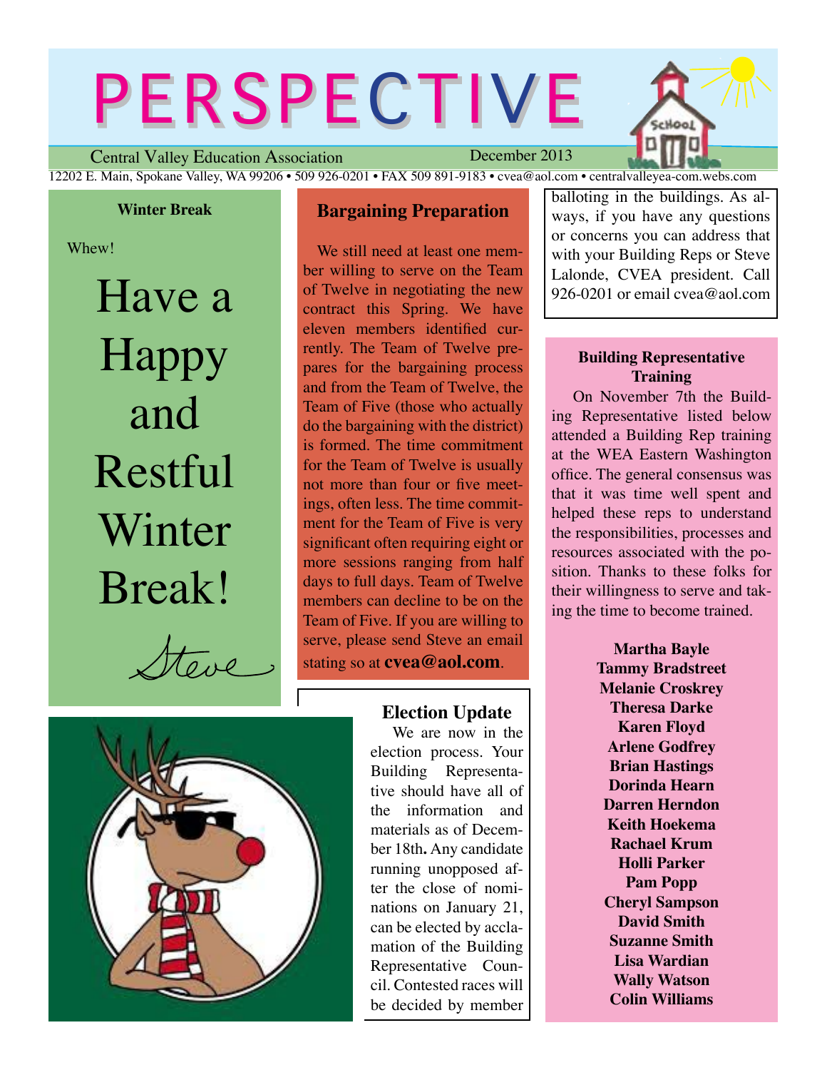# PERSPECTIVE

Central Valley Education Association — December 2013

12202 E. Main, Spokane Valley, WA 99206 • 509 926-0201 • FAX 509 891-9183 • cvea@aol.com • centralvalleyea-com.webs.com

### Winter Break

Whew!

Have a Happy and Restful Winter Break!

Steve

### Bargaining Preparation

We still need at least one member willing to serve on the Team of Twelve in negotiating the new contract this Spring. We have eleven members identified currently. The Team of Twelve prepares for the bargaining process and from the Team of Twelve, the Team of Five (those who actually do the bargaining with the district) is formed. The time commitment for the Team of Twelve is usually not more than four or five meetings, often less. The time commitment for the Team of Five is very significant often requiring eight or more sessions ranging from half days to full days. Team of Twelve members can decline to be on the Team of Five. If you are willing to serve, please send Steve an email stating so at **cvea@aol.com**.

### Election Update

We are now in the election process. Your Building Representative should have all of the information and materials as of December 18th**.** Any candidate running unopposed after the close of nominations on January 21, can be elected by acclamation of the Building Representative Council. Contested races will be decided by member balloting in the buildings. As always, if you have any questions or concerns you can address that with your Building Reps or Steve Lalonde, CVEA president. Call 926-0201 or email cvea@aol.com

### Building Representative Training

On November 7th the Building Representative listed below attended a Building Rep training at the WEA Eastern Washington office. The general consensus was that it was time well spent and helped these reps to understand the responsibilities, processes and resources associated with the position. Thanks to these folks for their willingness to serve and taking the time to become trained.

**Martha Bayle**
**Tammy Bradstreet**
**Melanie Croskrey**
**Theresa Darke**
**Karen Floyd**
**Arlene Godfrey**
**Brian Hastings**
**Dorinda Hearn**
**Darren Herndon**
**Keith Hoekema**
**Rachael Krum**
**Holli Parker**
**Pam Popp**
**Cheryl Sampson**
**David Smith**
**Suzanne Smith**
**Lisa Wardian**
**Wally Watson**
**Colin Williams**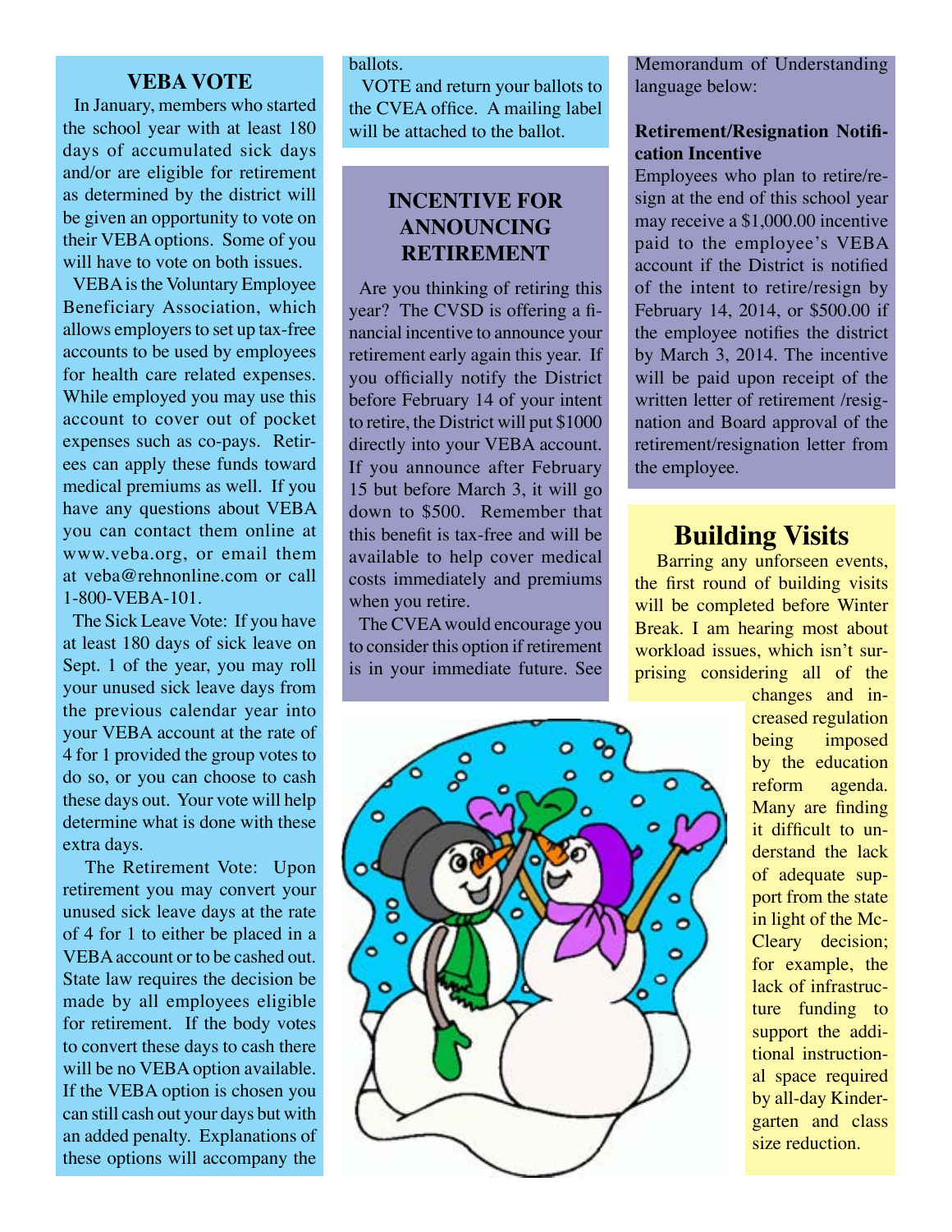## VEBA VOTE

In January, members who started the school year with at least 180 days of accumulated sick days and/or are eligible for retirement as determined by the district will be given an opportunity to vote on their VEBA options. Some of you will have to vote on both issues.

VEBA is the Voluntary Employee Beneficiary Association, which allows employers to set up tax-free accounts to be used by employees for health care related expenses. While employed you may use this account to cover out of pocket expenses such as co-pays. Retirees can apply these funds toward medical premiums as well. If you have any questions about VEBA you can contact them online at www.veba.org, or email them at veba@rehnonline.com or call 1-800-VEBA-101.

The Sick Leave Vote: If you have at least 180 days of sick leave on Sept. 1 of the year, you may roll your unused sick leave days from the previous calendar year into your VEBA account at the rate of 4 for 1 provided the group votes to do so, or you can choose to cash these days out. Your vote will help determine what is done with these extra days.

The Retirement Vote: Upon retirement you may convert your unused sick leave days at the rate of 4 for 1 to either be placed in a VEBA account or to be cashed out. State law requires the decision be made by all employees eligible for retirement. If the body votes to convert these days to cash there will be no VEBA option available. If the VEBA option is chosen you can still cash out your days but with an added penalty. Explanations of these options will accompany the ballots.

VOTE and return your ballots to the CVEA office. A mailing label will be attached to the ballot.

## INCENTIVE FOR ANNOUNCING RETIREMENT

Are you thinking of retiring this year? The CVSD is offering a financial incentive to announce your retirement early again this year. If you officially notify the District before February 14 of your intent to retire, the District will put $1000 directly into your VEBA account. If you announce after February 15 but before March 3, it will go down to $500. Remember that this benefit is tax-free and will be available to help cover medical costs immediately and premiums when you retire.

The CVEA would encourage you to consider this option if retirement is in your immediate future. See Memorandum of Understanding language below:

**Retirement/Resignation Notification Incentive**

Employees who plan to retire/resign at the end of this school year may receive a $1,000.00 incentive paid to the employee's VEBA account if the District is notified of the intent to retire/resign by February 14, 2014, or $500.00 if the employee notifies the district by March 3, 2014. The incentive will be paid upon receipt of the written letter of retirement /resignation and Board approval of the retirement/resignation letter from the employee.

## Building Visits

Barring any unforseen events, the first round of building visits will be completed before Winter Break. I am hearing most about workload issues, which isn't surprising considering all of the changes and increased regulation being imposed by the education reform agenda. Many are finding it difficult to understand the lack of adequate support from the state in light of the McCleary decision; for example, the lack of infrastructure funding to support the additional instructional space required by all-day Kindergarten and class size reduction.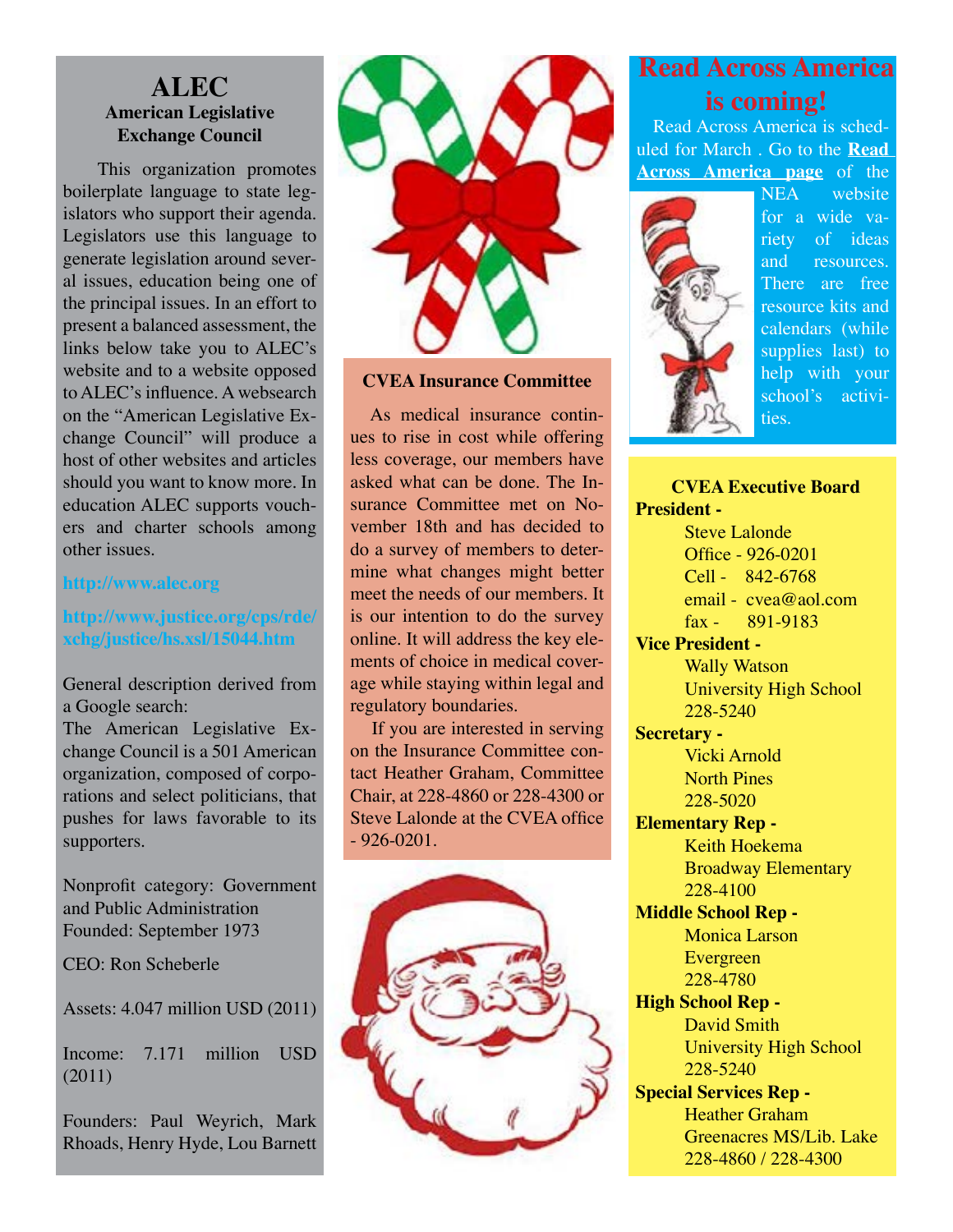# ALEC

**American Legislative Exchange Council**

This organization promotes boilerplate language to state legislators who support their agenda. Legislators use this language to generate legislation around several issues, education being one of the principal issues. In an effort to present a balanced assessment, the links below take you to ALEC's website and to a website opposed to ALEC's influence. A websearch on the "American Legislative Exchange Council" will produce a host of other websites and articles should you want to know more. In education ALEC supports vouchers and charter schools among other issues.

http://www.alec.org

http://www.justice.org/cps/rde/xchg/justice/hs.xsl/15044.htm

General description derived from a Google search:
The American Legislative Exchange Council is a 501 American organization, composed of corporations and select politicians, that pushes for laws favorable to its supporters.

Nonprofit category: Government and Public Administration
Founded: September 1973

CEO: Ron Scheberle

Assets: 4.047 million USD (2011)

Income: 7.171 million USD (2011)

Founders: Paul Weyrich, Mark Rhoads, Henry Hyde, Lou Barnett

## CVEA Insurance Committee

As medical insurance continues to rise in cost while offering less coverage, our members have asked what can be done. The Insurance Committee met on November 18th and has decided to do a survey of members to determine what changes might better meet the needs of our members. It is our intention to do the survey online. It will address the key elements of choice in medical coverage while staying within legal and regulatory boundaries.

If you are interested in serving on the Insurance Committee contact Heather Graham, Committee Chair, at 228-4860 or 228-4300 or Steve Lalonde at the CVEA office - 926-0201.

## Read Across America is coming!

Read Across America is scheduled for March . Go to the **Read Across America page** of the NEA website for a wide variety of ideas and resources. There are free resource kits and calendars (while supplies last) to help with your school's activities.

## CVEA Executive Board

**President -**
Steve Lalonde
Office - 926-0201
Cell - 842-6768
email - cvea@aol.com
fax - 891-9183

**Vice President -**
Wally Watson
University High School
228-5240

**Secretary -**
Vicki Arnold
North Pines
228-5020

**Elementary Rep -**
Keith Hoekema
Broadway Elementary
228-4100

**Middle School Rep -**
Monica Larson
Evergreen
228-4780

**High School Rep -**
David Smith
University High School
228-5240

**Special Services Rep -**
Heather Graham
Greenacres MS/Lib. Lake
228-4860 / 228-4300